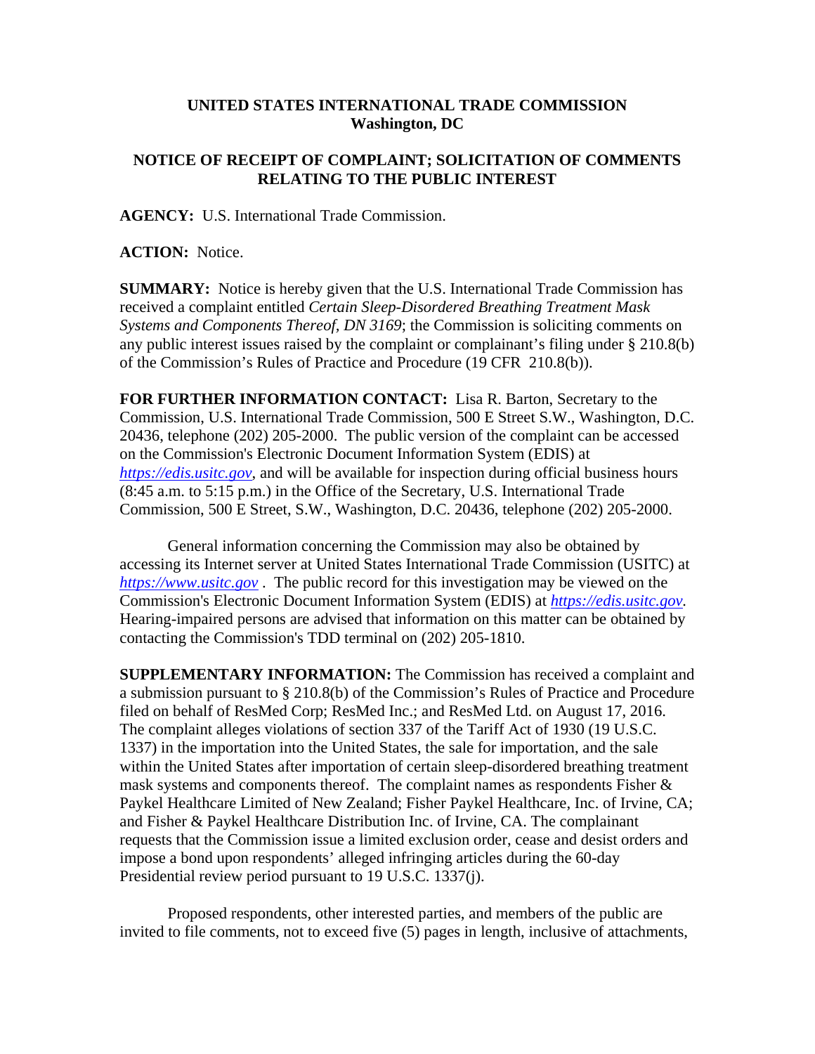# UNITED STATES INTERNATIONAL TRADE COMMISSION
## Washington, DC

## NOTICE OF RECEIPT OF COMPLAINT; SOLICITATION OF COMMENTS RELATING TO THE PUBLIC INTEREST

**AGENCY:** U.S. International Trade Commission.

**ACTION:** Notice.

**SUMMARY:** Notice is hereby given that the U.S. International Trade Commission has received a complaint entitled *Certain Sleep-Disordered Breathing Treatment Mask Systems and Components Thereof, DN 3169*; the Commission is soliciting comments on any public interest issues raised by the complaint or complainant's filing under § 210.8(b) of the Commission's Rules of Practice and Procedure (19 CFR 210.8(b)).

**FOR FURTHER INFORMATION CONTACT:** Lisa R. Barton, Secretary to the Commission, U.S. International Trade Commission, 500 E Street S.W., Washington, D.C. 20436, telephone (202) 205-2000. The public version of the complaint can be accessed on the Commission's Electronic Document Information System (EDIS) at *https://edis.usitc.gov*, and will be available for inspection during official business hours (8:45 a.m. to 5:15 p.m.) in the Office of the Secretary, U.S. International Trade Commission, 500 E Street, S.W., Washington, D.C. 20436, telephone (202) 205-2000.

General information concerning the Commission may also be obtained by accessing its Internet server at United States International Trade Commission (USITC) at *https://www.usitc.gov* . The public record for this investigation may be viewed on the Commission's Electronic Document Information System (EDIS) at *https://edis.usitc.gov*. Hearing-impaired persons are advised that information on this matter can be obtained by contacting the Commission's TDD terminal on (202) 205-1810.

**SUPPLEMENTARY INFORMATION:** The Commission has received a complaint and a submission pursuant to § 210.8(b) of the Commission's Rules of Practice and Procedure filed on behalf of ResMed Corp; ResMed Inc.; and ResMed Ltd. on August 17, 2016. The complaint alleges violations of section 337 of the Tariff Act of 1930 (19 U.S.C. 1337) in the importation into the United States, the sale for importation, and the sale within the United States after importation of certain sleep-disordered breathing treatment mask systems and components thereof. The complaint names as respondents Fisher & Paykel Healthcare Limited of New Zealand; Fisher Paykel Healthcare, Inc. of Irvine, CA; and Fisher & Paykel Healthcare Distribution Inc. of Irvine, CA. The complainant requests that the Commission issue a limited exclusion order, cease and desist orders and impose a bond upon respondents' alleged infringing articles during the 60-day Presidential review period pursuant to 19 U.S.C. 1337(j).

Proposed respondents, other interested parties, and members of the public are invited to file comments, not to exceed five (5) pages in length, inclusive of attachments,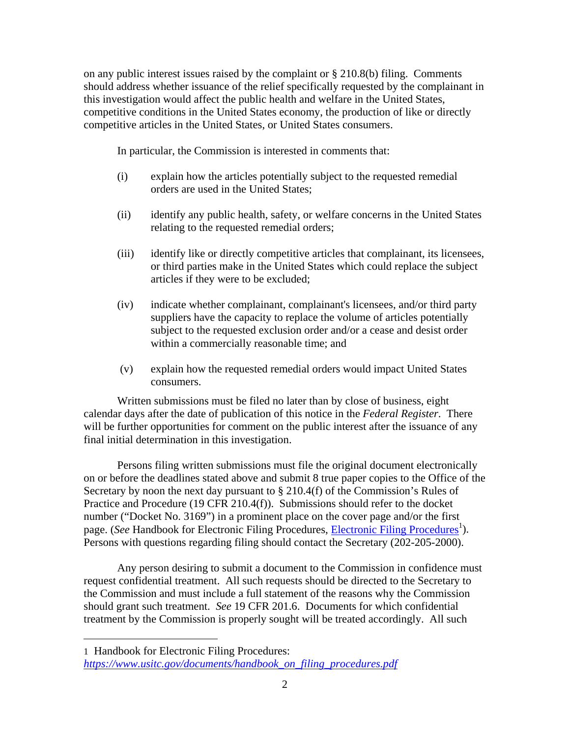on any public interest issues raised by the complaint or § 210.8(b) filing. Comments should address whether issuance of the relief specifically requested by the complainant in this investigation would affect the public health and welfare in the United States, competitive conditions in the United States economy, the production of like or directly competitive articles in the United States, or United States consumers.

In particular, the Commission is interested in comments that:

(i) explain how the articles potentially subject to the requested remedial orders are used in the United States;

(ii) identify any public health, safety, or welfare concerns in the United States relating to the requested remedial orders;

(iii) identify like or directly competitive articles that complainant, its licensees, or third parties make in the United States which could replace the subject articles if they were to be excluded;

(iv) indicate whether complainant, complainant's licensees, and/or third party suppliers have the capacity to replace the volume of articles potentially subject to the requested exclusion order and/or a cease and desist order within a commercially reasonable time; and

(v) explain how the requested remedial orders would impact United States consumers.

Written submissions must be filed no later than by close of business, eight calendar days after the date of publication of this notice in the *Federal Register*. There will be further opportunities for comment on the public interest after the issuance of any final initial determination in this investigation.

Persons filing written submissions must file the original document electronically on or before the deadlines stated above and submit 8 true paper copies to the Office of the Secretary by noon the next day pursuant to § 210.4(f) of the Commission's Rules of Practice and Procedure (19 CFR 210.4(f)). Submissions should refer to the docket number ("Docket No. 3169") in a prominent place on the cover page and/or the first page. (*See* Handbook for Electronic Filing Procedures, Electronic Filing Procedures[1]). Persons with questions regarding filing should contact the Secretary (202-205-2000).

Any person desiring to submit a document to the Commission in confidence must request confidential treatment. All such requests should be directed to the Secretary to the Commission and must include a full statement of the reasons why the Commission should grant such treatment. *See* 19 CFR 201.6. Documents for which confidential treatment by the Commission is properly sought will be treated accordingly. All such

---

[1] Handbook for Electronic Filing Procedures: *https://www.usitc.gov/documents/handbook_on_filing_procedures.pdf*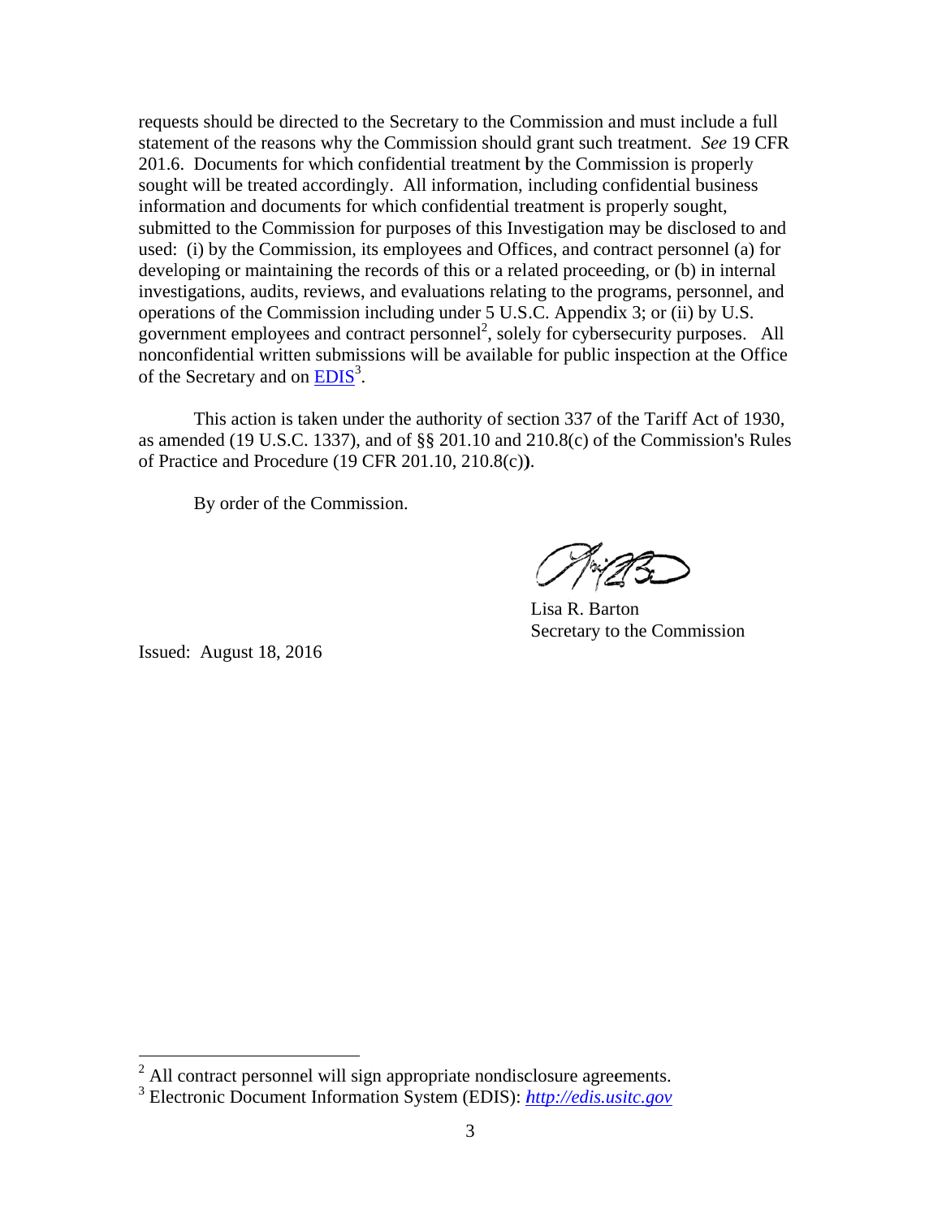requests should be directed to the Secretary to the Commission and must include a full statement of the reasons why the Commission should grant such treatment. *See* 19 CFR 201.6. Documents for which confidential treatment by the Commission is properly sought will be treated accordingly. All information, including confidential business information and documents for which confidential treatment is properly sought, submitted to the Commission for purposes of this Investigation may be disclosed to and used: (i) by the Commission, its employees and Offices, and contract personnel (a) for developing or maintaining the records of this or a related proceeding, or (b) in internal investigations, audits, reviews, and evaluations relating to the programs, personnel, and operations of the Commission including under 5 U.S.C. Appendix 3; or (ii) by U.S. government employees and contract personnel[2], solely for cybersecurity purposes. All nonconfidential written submissions will be available for public inspection at the Office of the Secretary and on EDIS[3].

This action is taken under the authority of section 337 of the Tariff Act of 1930, as amended (19 U.S.C. 1337), and of §§ 201.10 and 210.8(c) of the Commission's Rules of Practice and Procedure (19 CFR 201.10, 210.8(c)**)**.

By order of the Commission.

Lisa R. Barton
Secretary to the Commission

Issued: August 18, 2016

---

[2] All contract personnel will sign appropriate nondisclosure agreements.

[3] Electronic Document Information System (EDIS): *http://edis.usitc.gov*